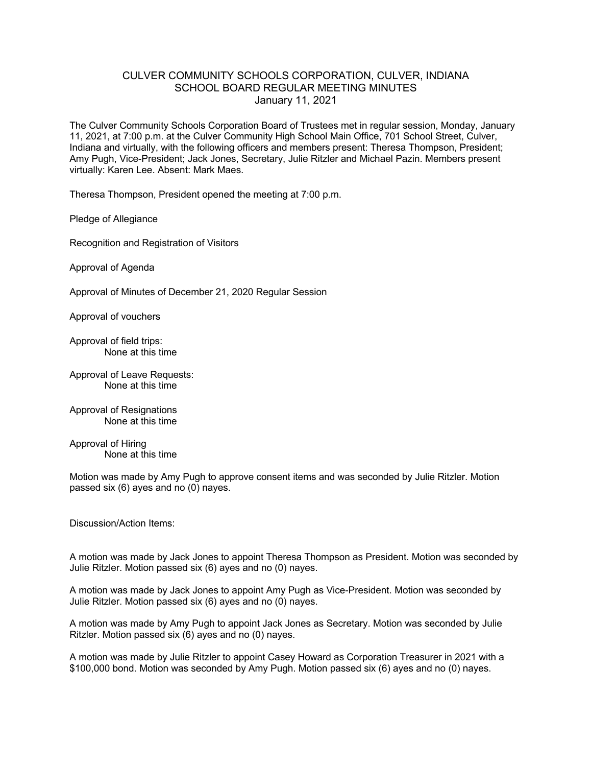# CULVER COMMUNITY SCHOOLS CORPORATION, CULVER, INDIANA
## SCHOOL BOARD REGULAR MEETING MINUTES
### January 11, 2021

The Culver Community Schools Corporation Board of Trustees met in regular session, Monday, January 11, 2021, at 7:00 p.m. at the Culver Community High School Main Office, 701 School Street, Culver, Indiana and virtually, with the following officers and members present: Theresa Thompson, President; Amy Pugh, Vice-President; Jack Jones, Secretary, Julie Ritzler and Michael Pazin. Members present virtually: Karen Lee. Absent: Mark Maes.

Theresa Thompson, President opened the meeting at 7:00 p.m.

Pledge of Allegiance

Recognition and Registration of Visitors

Approval of Agenda

Approval of Minutes of December 21, 2020 Regular Session

Approval of vouchers

Approval of field trips:
None at this time

Approval of Leave Requests:
None at this time

Approval of Resignations
None at this time

Approval of Hiring
None at this time

Motion was made by Amy Pugh to approve consent items and was seconded by Julie Ritzler. Motion passed six (6) ayes and no (0) nayes.

Discussion/Action Items:

A motion was made by Jack Jones to appoint Theresa Thompson as President. Motion was seconded by Julie Ritzler. Motion passed six (6) ayes and no (0) nayes.

A motion was made by Jack Jones to appoint Amy Pugh as Vice-President. Motion was seconded by Julie Ritzler. Motion passed six (6) ayes and no (0) nayes.

A motion was made by Amy Pugh to appoint Jack Jones as Secretary. Motion was seconded by Julie Ritzler. Motion passed six (6) ayes and no (0) nayes.

A motion was made by Julie Ritzler to appoint Casey Howard as Corporation Treasurer in 2021 with a $100,000 bond. Motion was seconded by Amy Pugh. Motion passed six (6) ayes and no (0) nayes.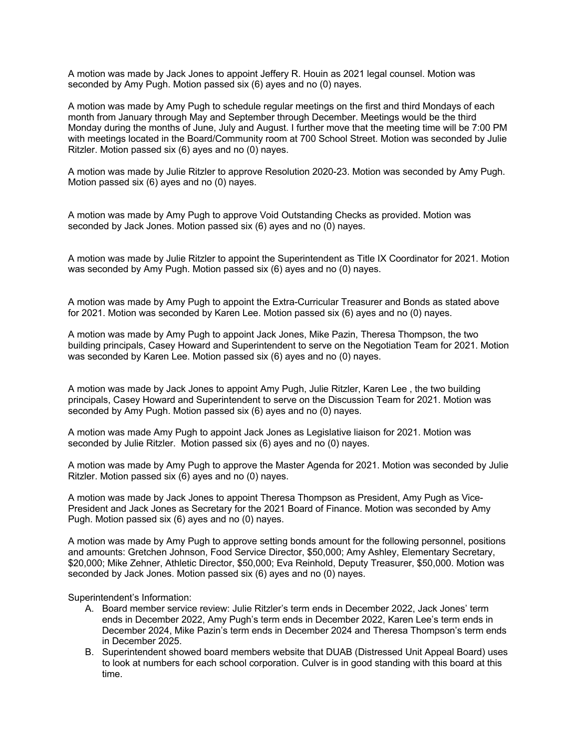A motion was made by Jack Jones to appoint Jeffery R. Houin as 2021 legal counsel. Motion was seconded by Amy Pugh. Motion passed six (6) ayes and no (0) nayes.

A motion was made by Amy Pugh to schedule regular meetings on the first and third Mondays of each month from January through May and September through December. Meetings would be the third Monday during the months of June, July and August. I further move that the meeting time will be 7:00 PM with meetings located in the Board/Community room at 700 School Street. Motion was seconded by Julie Ritzler. Motion passed six (6) ayes and no (0) nayes.

A motion was made by Julie Ritzler to approve Resolution 2020-23. Motion was seconded by Amy Pugh. Motion passed six (6) ayes and no (0) nayes.

A motion was made by Amy Pugh to approve Void Outstanding Checks as provided. Motion was seconded by Jack Jones. Motion passed six (6) ayes and no (0) nayes.

A motion was made by Julie Ritzler to appoint the Superintendent as Title IX Coordinator for 2021. Motion was seconded by Amy Pugh. Motion passed six (6) ayes and no (0) nayes.

A motion was made by Amy Pugh to appoint the Extra-Curricular Treasurer and Bonds as stated above for 2021. Motion was seconded by Karen Lee. Motion passed six (6) ayes and no (0) nayes.

A motion was made by Amy Pugh to appoint Jack Jones, Mike Pazin, Theresa Thompson, the two building principals, Casey Howard and Superintendent to serve on the Negotiation Team for 2021. Motion was seconded by Karen Lee. Motion passed six (6) ayes and no (0) nayes.

A motion was made by Jack Jones to appoint Amy Pugh, Julie Ritzler, Karen Lee , the two building principals, Casey Howard and Superintendent to serve on the Discussion Team for 2021. Motion was seconded by Amy Pugh. Motion passed six (6) ayes and no (0) nayes.

A motion was made Amy Pugh to appoint Jack Jones as Legislative liaison for 2021. Motion was seconded by Julie Ritzler. Motion passed six (6) ayes and no (0) nayes.

A motion was made by Amy Pugh to approve the Master Agenda for 2021. Motion was seconded by Julie Ritzler. Motion passed six (6) ayes and no (0) nayes.

A motion was made by Jack Jones to appoint Theresa Thompson as President, Amy Pugh as Vice-President and Jack Jones as Secretary for the 2021 Board of Finance. Motion was seconded by Amy Pugh. Motion passed six (6) ayes and no (0) nayes.

A motion was made by Amy Pugh to approve setting bonds amount for the following personnel, positions and amounts: Gretchen Johnson, Food Service Director, $50,000; Amy Ashley, Elementary Secretary, $20,000; Mike Zehner, Athletic Director, $50,000; Eva Reinhold, Deputy Treasurer, $50,000. Motion was seconded by Jack Jones. Motion passed six (6) ayes and no (0) nayes.

Superintendent's Information:

A. Board member service review: Julie Ritzler's term ends in December 2022, Jack Jones' term ends in December 2022, Amy Pugh's term ends in December 2022, Karen Lee's term ends in December 2024, Mike Pazin's term ends in December 2024 and Theresa Thompson's term ends in December 2025.
B. Superintendent showed board members website that DUAB (Distressed Unit Appeal Board) uses to look at numbers for each school corporation. Culver is in good standing with this board at this time.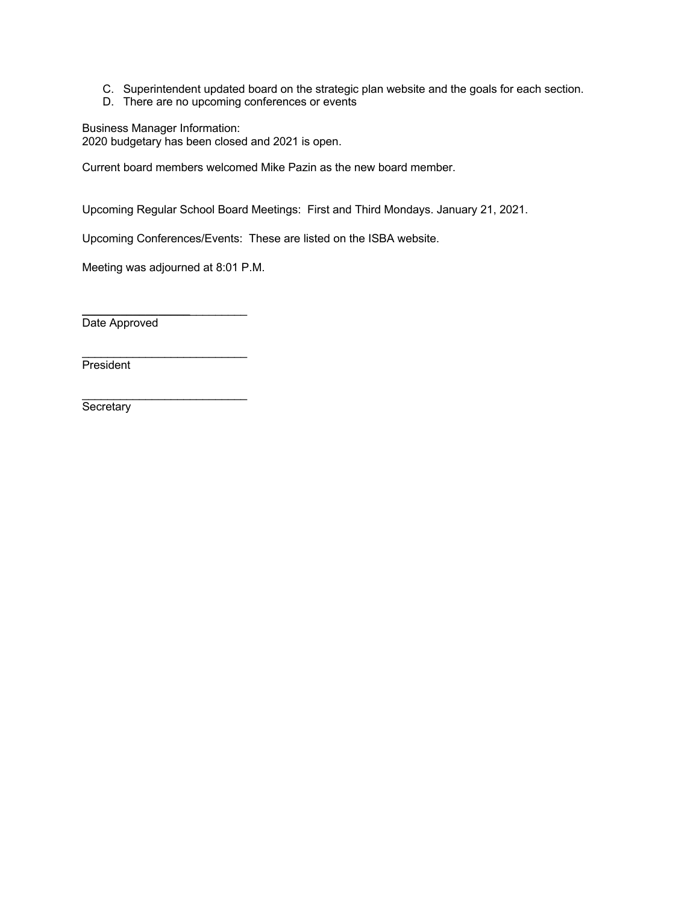C. Superintendent updated board on the strategic plan website and the goals for each section.
D. There are no upcoming conferences or events

Business Manager Information:
2020 budgetary has been closed and 2021 is open.

Current board members welcomed Mike Pazin as the new board member.

Upcoming Regular School Board Meetings: First and Third Mondays. January 21, 2021.

Upcoming Conferences/Events: These are listed on the ISBA website.

Meeting was adjourned at 8:01 P.M.

___________________________
Date Approved

___________________________
President

___________________________
Secretary